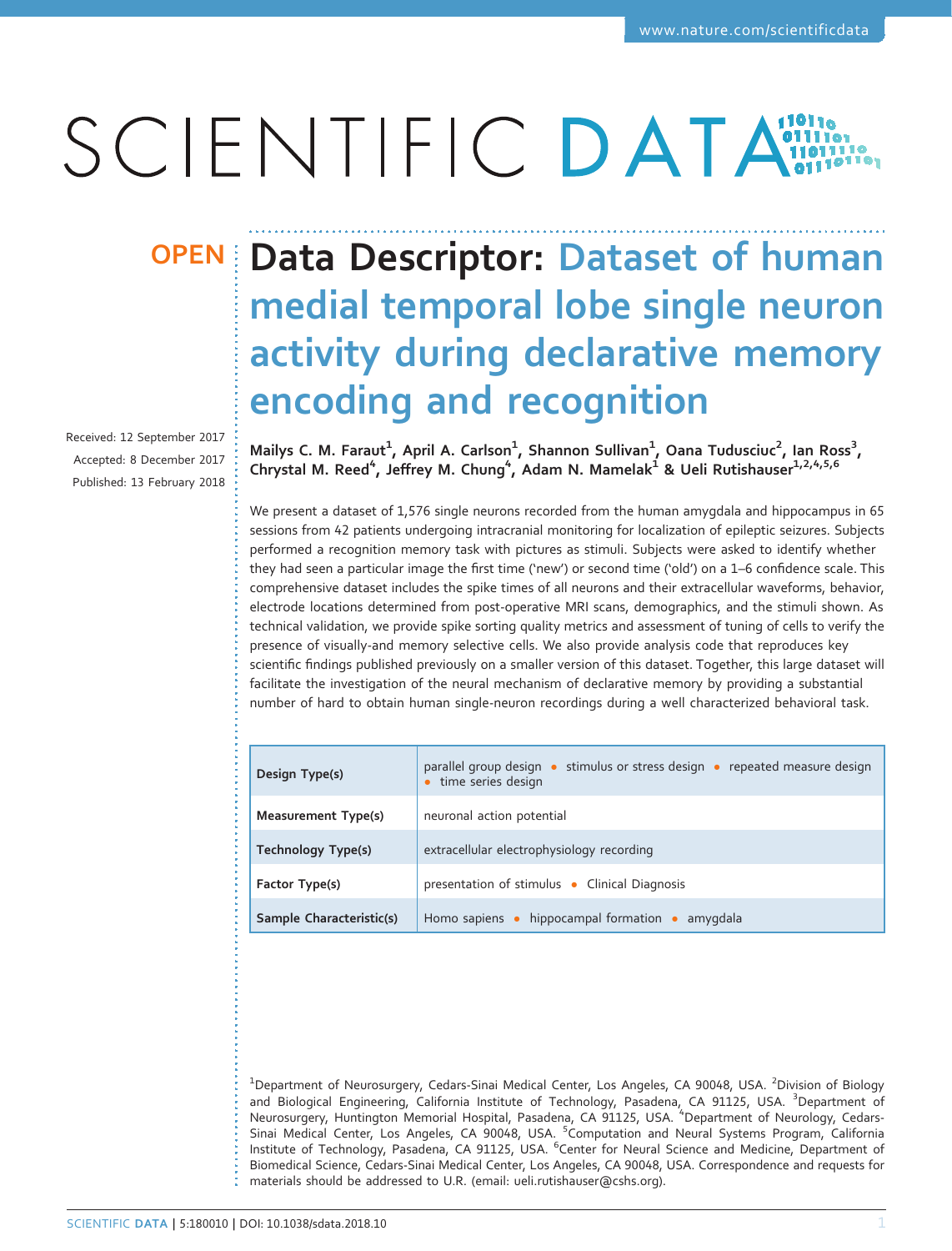OPEN

# Data Descriptor: Dataset of human medial temporal lobe single neuron activity during declarative memory encoding and recognition

Received: 12 September 2017
Accepted: 8 December 2017
Published: 13 February 2018

**Mailys C. M. Faraut[1], April A. Carlson[1], Shannon Sullivan[1], Oana Tudusciuc[2], Ian Ross[3], Chrystal M. Reed[4], Jeffrey M. Chung[4], Adam N. Mamelak[1] & Ueli Rutishauser[1,2,4,5,6]**

We present a dataset of 1,576 single neurons recorded from the human amygdala and hippocampus in 65 sessions from 42 patients undergoing intracranial monitoring for localization of epileptic seizures. Subjects performed a recognition memory task with pictures as stimuli. Subjects were asked to identify whether they had seen a particular image the first time ('new') or second time ('old') on a 1–6 confidence scale. This comprehensive dataset includes the spike times of all neurons and their extracellular waveforms, behavior, electrode locations determined from post-operative MRI scans, demographics, and the stimuli shown. As technical validation, we provide spike sorting quality metrics and assessment of tuning of cells to verify the presence of visually-and memory selective cells. We also provide analysis code that reproduces key scientific findings published previously on a smaller version of this dataset. Together, this large dataset will facilitate the investigation of the neural mechanism of declarative memory by providing a substantial number of hard to obtain human single-neuron recordings during a well characterized behavioral task.

| | |
|---|---|
| **Design Type(s)** | parallel group design • stimulus or stress design • repeated measure design • time series design |
| **Measurement Type(s)** | neuronal action potential |
| **Technology Type(s)** | extracellular electrophysiology recording |
| **Factor Type(s)** | presentation of stimulus • Clinical Diagnosis |
| **Sample Characteristic(s)** | Homo sapiens • hippocampal formation • amygdala |

[1]Department of Neurosurgery, Cedars-Sinai Medical Center, Los Angeles, CA 90048, USA. [2]Division of Biology and Biological Engineering, California Institute of Technology, Pasadena, CA 91125, USA. [3]Department of Neurosurgery, Huntington Memorial Hospital, Pasadena, CA 91125, USA. [4]Department of Neurology, Cedars-Sinai Medical Center, Los Angeles, CA 90048, USA. [5]Computation and Neural Systems Program, California Institute of Technology, Pasadena, CA 91125, USA. [6]Center for Neural Science and Medicine, Department of Biomedical Science, Cedars-Sinai Medical Center, Los Angeles, CA 90048, USA. Correspondence and requests for materials should be addressed to U.R. (email: ueli.rutishauser@cshs.org).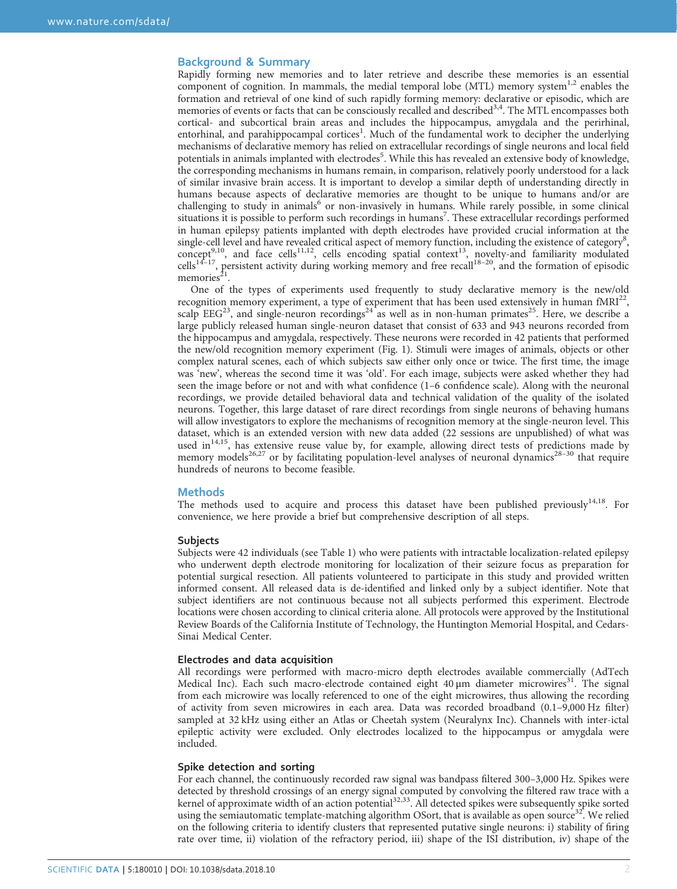## Background & Summary

Rapidly forming new memories and to later retrieve and describe these memories is an essential component of cognition. In mammals, the medial temporal lobe (MTL) memory system[1,2] enables the formation and retrieval of one kind of such rapidly forming memory: declarative or episodic, which are memories of events or facts that can be consciously recalled and described[3,4]. The MTL encompasses both cortical- and subcortical brain areas and includes the hippocampus, amygdala and the perirhinal, entorhinal, and parahippocampal cortices[1]. Much of the fundamental work to decipher the underlying mechanisms of declarative memory has relied on extracellular recordings of single neurons and local field potentials in animals implanted with electrodes[5]. While this has revealed an extensive body of knowledge, the corresponding mechanisms in humans remain, in comparison, relatively poorly understood for a lack of similar invasive brain access. It is important to develop a similar depth of understanding directly in humans because aspects of declarative memories are thought to be unique to humans and/or are challenging to study in animals[6] or non-invasively in humans. While rarely possible, in some clinical situations it is possible to perform such recordings in humans[7]. These extracellular recordings performed in human epilepsy patients implanted with depth electrodes have provided crucial information at the single-cell level and have revealed critical aspect of memory function, including the existence of category[8], concept[9,10], and face cells[11,12], cells encoding spatial context[13], novelty-and familiarity modulated cells[14–17], persistent activity during working memory and free recall[18–20], and the formation of episodic memories[21].

One of the types of experiments used frequently to study declarative memory is the new/old recognition memory experiment, a type of experiment that has been used extensively in human fMRI[22], scalp EEG[23], and single-neuron recordings[24] as well as in non-human primates[25]. Here, we describe a large publicly released human single-neuron dataset that consist of 633 and 943 neurons recorded from the hippocampus and amygdala, respectively. These neurons were recorded in 42 patients that performed the new/old recognition memory experiment (Fig. 1). Stimuli were images of animals, objects or other complex natural scenes, each of which subjects saw either only once or twice. The first time, the image was 'new', whereas the second time it was 'old'. For each image, subjects were asked whether they had seen the image before or not and with what confidence (1–6 confidence scale). Along with the neuronal recordings, we provide detailed behavioral data and technical validation of the quality of the isolated neurons. Together, this large dataset of rare direct recordings from single neurons of behaving humans will allow investigators to explore the mechanisms of recognition memory at the single-neuron level. This dataset, which is an extended version with new data added (22 sessions are unpublished) of what was used in[14,15], has extensive reuse value by, for example, allowing direct tests of predictions made by memory models[26,27] or by facilitating population-level analyses of neuronal dynamics[28–30] that require hundreds of neurons to become feasible.

## Methods

The methods used to acquire and process this dataset have been published previously[14,18]. For convenience, we here provide a brief but comprehensive description of all steps.

### Subjects

Subjects were 42 individuals (see Table 1) who were patients with intractable localization-related epilepsy who underwent depth electrode monitoring for localization of their seizure focus as preparation for potential surgical resection. All patients volunteered to participate in this study and provided written informed consent. All released data is de-identified and linked only by a subject identifier. Note that subject identifiers are not continuous because not all subjects performed this experiment. Electrode locations were chosen according to clinical criteria alone. All protocols were approved by the Institutional Review Boards of the California Institute of Technology, the Huntington Memorial Hospital, and Cedars-Sinai Medical Center.

### Electrodes and data acquisition

All recordings were performed with macro-micro depth electrodes available commercially (AdTech Medical Inc). Each such macro-electrode contained eight 40 µm diameter microwires[31]. The signal from each microwire was locally referenced to one of the eight microwires, thus allowing the recording of activity from seven microwires in each area. Data was recorded broadband (0.1–9,000 Hz filter) sampled at 32 kHz using either an Atlas or Cheetah system (Neuralynx Inc). Channels with inter-ictal epileptic activity were excluded. Only electrodes localized to the hippocampus or amygdala were included.

### Spike detection and sorting

For each channel, the continuously recorded raw signal was bandpass filtered 300–3,000 Hz. Spikes were detected by threshold crossings of an energy signal computed by convolving the filtered raw trace with a kernel of approximate width of an action potential[32,33]. All detected spikes were subsequently spike sorted using the semiautomatic template-matching algorithm OSort, that is available as open source[32]. We relied on the following criteria to identify clusters that represented putative single neurons: i) stability of firing rate over time, ii) violation of the refractory period, iii) shape of the ISI distribution, iv) shape of the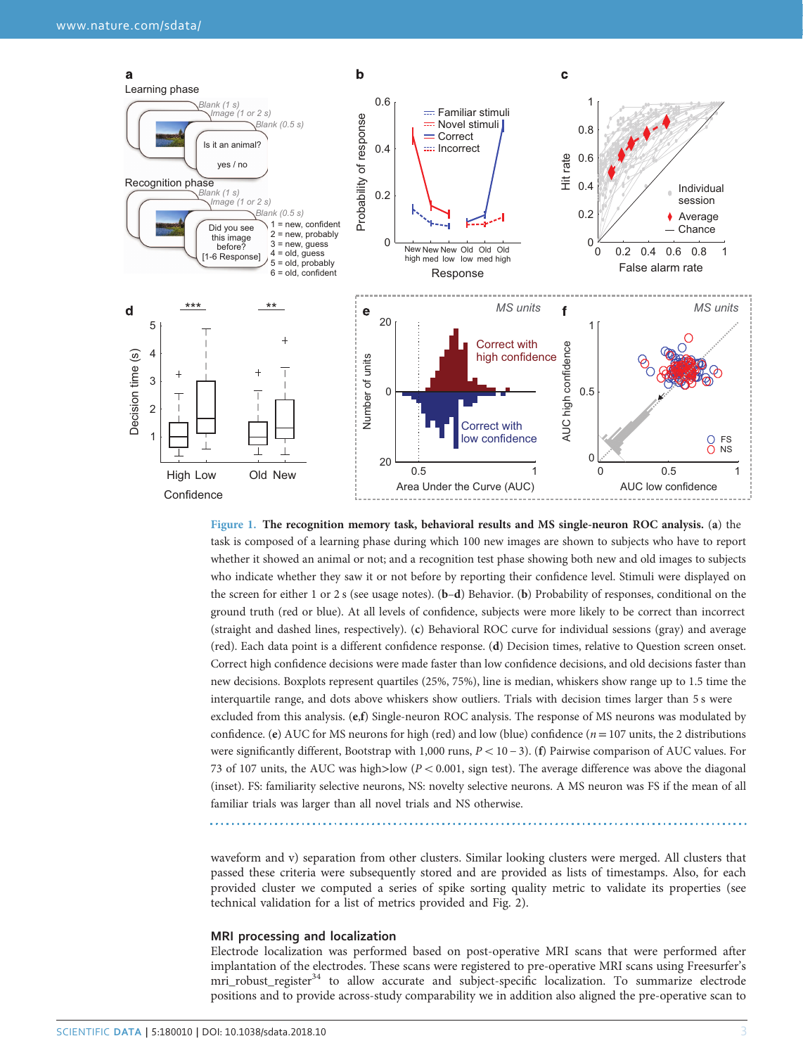**Figure 1. The recognition memory task, behavioral results and MS single-neuron ROC analysis.** (**a**) the task is composed of a learning phase during which 100 new images are shown to subjects who have to report whether it showed an animal or not; and a recognition test phase showing both new and old images to subjects who indicate whether they saw it or not before by reporting their confidence level. Stimuli were displayed on the screen for either 1 or 2 s (see usage notes). (**b**–**d**) Behavior. (**b**) Probability of responses, conditional on the ground truth (red or blue). At all levels of confidence, subjects were more likely to be correct than incorrect (straight and dashed lines, respectively). (**c**) Behavioral ROC curve for individual sessions (gray) and average (red). Each data point is a different confidence response. (**d**) Decision times, relative to Question screen onset. Correct high confidence decisions were made faster than low confidence decisions, and old decisions faster than new decisions. Boxplots represent quartiles (25%, 75%), line is median, whiskers show range up to 1.5 time the interquartile range, and dots above whiskers show outliers. Trials with decision times larger than 5 s were excluded from this analysis. (**e**,**f**) Single-neuron ROC analysis. The response of MS neurons was modulated by confidence. (**e**) AUC for MS neurons for high (red) and low (blue) confidence ($n = 107$ units, the 2 distributions were significantly different, Bootstrap with 1,000 runs, $P < 10-3$). (**f**) Pairwise comparison of AUC values. For 73 of 107 units, the AUC was high>low ($P < 0.001$, sign test). The average difference was above the diagonal (inset). FS: familiarity selective neurons, NS: novelty selective neurons. A MS neuron was FS if the mean of all familiar trials was larger than all novel trials and NS otherwise.

waveform and v) separation from other clusters. Similar looking clusters were merged. All clusters that passed these criteria were subsequently stored and are provided as lists of timestamps. Also, for each provided cluster we computed a series of spike sorting quality metric to validate its properties (see technical validation for a list of metrics provided and Fig. 2).

## MRI processing and localization

Electrode localization was performed based on post-operative MRI scans that were performed after implantation of the electrodes. These scans were registered to pre-operative MRI scans using Freesurfer's mri_robust_register[34] to allow accurate and subject-specific localization. To summarize electrode positions and to provide across-study comparability we in addition also aligned the pre-operative scan to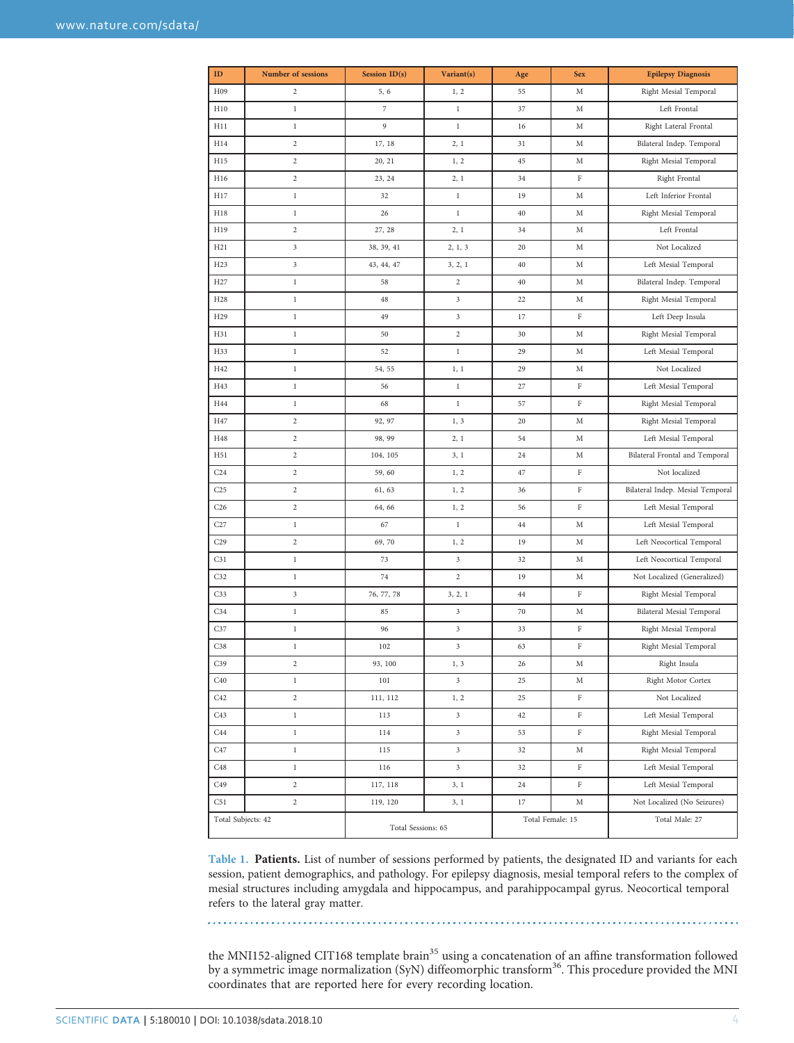| ID | Number of sessions | Session ID(s) | Variant(s) | Age | Sex | Epilepsy Diagnosis |
|---|---|---|---|---|---|---|
| H09 | 2 | 5, 6 | 1, 2 | 55 | M | Right Mesial Temporal |
| H10 | 1 | 7 | 1 | 37 | M | Left Frontal |
| H11 | 1 | 9 | 1 | 16 | M | Right Lateral Frontal |
| H14 | 2 | 17, 18 | 2, 1 | 31 | M | Bilateral Indep. Temporal |
| H15 | 2 | 20, 21 | 1, 2 | 45 | M | Right Mesial Temporal |
| H16 | 2 | 23, 24 | 2, 1 | 34 | F | Right Frontal |
| H17 | 1 | 32 | 1 | 19 | M | Left Inferior Frontal |
| H18 | 1 | 26 | 1 | 40 | M | Right Mesial Temporal |
| H19 | 2 | 27, 28 | 2, 1 | 34 | M | Left Frontal |
| H21 | 3 | 38, 39, 41 | 2, 1, 3 | 20 | M | Not Localized |
| H23 | 3 | 43, 44, 47 | 3, 2, 1 | 40 | M | Left Mesial Temporal |
| H27 | 1 | 58 | 2 | 40 | M | Bilateral Indep. Temporal |
| H28 | 1 | 48 | 3 | 22 | M | Right Mesial Temporal |
| H29 | 1 | 49 | 3 | 17 | F | Left Deep Insula |
| H31 | 1 | 50 | 2 | 30 | M | Right Mesial Temporal |
| H33 | 1 | 52 | 1 | 29 | M | Left Mesial Temporal |
| H42 | 1 | 54, 55 | 1, 1 | 29 | M | Not Localized |
| H43 | 1 | 56 | 1 | 27 | F | Left Mesial Temporal |
| H44 | 1 | 68 | 1 | 57 | F | Right Mesial Temporal |
| H47 | 2 | 92, 97 | 1, 3 | 20 | M | Right Mesial Temporal |
| H48 | 2 | 98, 99 | 2, 1 | 54 | M | Left Mesial Temporal |
| H51 | 2 | 104, 105 | 3, 1 | 24 | M | Bilateral Frontal and Temporal |
| C24 | 2 | 59, 60 | 1, 2 | 47 | F | Not localized |
| C25 | 2 | 61, 63 | 1, 2 | 36 | F | Bilateral Indep. Mesial Temporal |
| C26 | 2 | 64, 66 | 1, 2 | 56 | F | Left Mesial Temporal |
| C27 | 1 | 67 | 1 | 44 | M | Left Mesial Temporal |
| C29 | 2 | 69, 70 | 1, 2 | 19 | M | Left Neocortical Temporal |
| C31 | 1 | 73 | 3 | 32 | M | Left Neocortical Temporal |
| C32 | 1 | 74 | 2 | 19 | M | Not Localized (Generalized) |
| C33 | 3 | 76, 77, 78 | 3, 2, 1 | 44 | F | Right Mesial Temporal |
| C34 | 1 | 85 | 3 | 70 | M | Bilateral Mesial Temporal |
| C37 | 1 | 96 | 3 | 33 | F | Right Mesial Temporal |
| C38 | 1 | 102 | 3 | 63 | F | Right Mesial Temporal |
| C39 | 2 | 93, 100 | 1, 3 | 26 | M | Right Insula |
| C40 | 1 | 101 | 3 | 25 | M | Right Motor Cortex |
| C42 | 2 | 111, 112 | 1, 2 | 25 | F | Not Localized |
| C43 | 1 | 113 | 3 | 42 | F | Left Mesial Temporal |
| C44 | 1 | 114 | 3 | 53 | F | Right Mesial Temporal |
| C47 | 1 | 115 | 3 | 32 | M | Right Mesial Temporal |
| C48 | 1 | 116 | 3 | 32 | F | Left Mesial Temporal |
| C49 | 2 | 117, 118 | 3, 1 | 24 | F | Left Mesial Temporal |
| C51 | 2 | 119, 120 | 3, 1 | 17 | M | Not Localized (No Seizures) |
| Total Subjects: 42 | | Total Sessions: 65 | | Total Female: 15 | | Total Male: 27 |

**Table 1. Patients.** List of number of sessions performed by patients, the designated ID and variants for each session, patient demographics, and pathology. For epilepsy diagnosis, mesial temporal refers to the complex of mesial structures including amygdala and hippocampus, and parahippocampal gyrus. Neocortical temporal refers to the lateral gray matter.

the MNI152-aligned CIT168 template brain[35] using a concatenation of an affine transformation followed by a symmetric image normalization (SyN) diffeomorphic transform[36]. This procedure provided the MNI coordinates that are reported here for every recording location.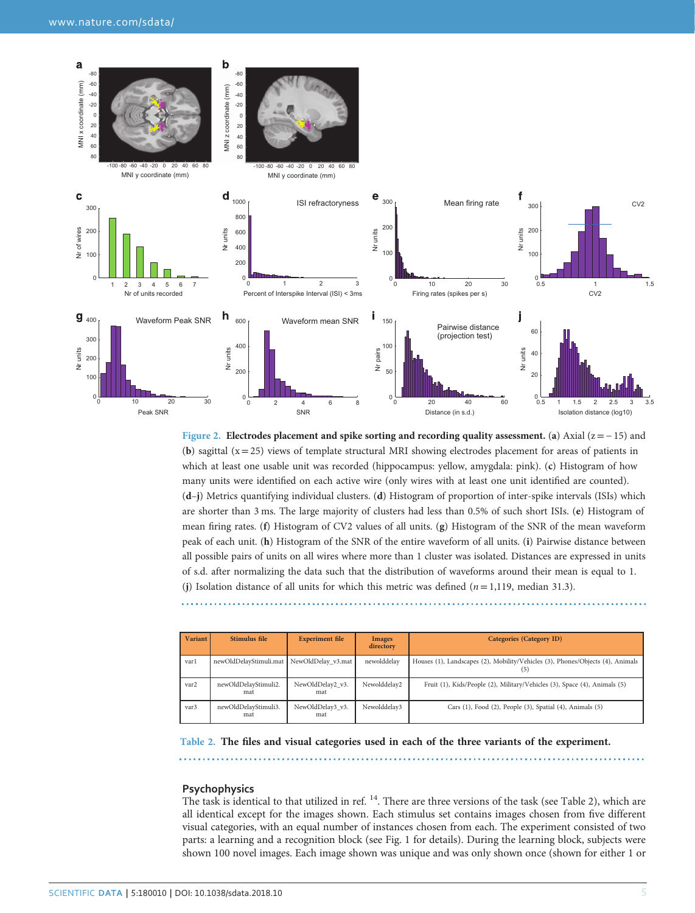**Figure 2. Electrodes placement and spike sorting and recording quality assessment.** (**a**) Axial ($z = -15$) and (**b**) sagittal ($x = 25$) views of template structural MRI showing electrodes placement for areas of patients in which at least one usable unit was recorded (hippocampus: yellow, amygdala: pink). (**c**) Histogram of how many units were identified on each active wire (only wires with at least one unit identified are counted). (**d**–**j**) Metrics quantifying individual clusters. (**d**) Histogram of proportion of inter-spike intervals (ISIs) which are shorter than 3 ms. The large majority of clusters had less than 0.5% of such short ISIs. (**e**) Histogram of mean firing rates. (**f**) Histogram of CV2 values of all units. (**g**) Histogram of the SNR of the mean waveform peak of each unit. (**h**) Histogram of the SNR of the entire waveform of all units. (**i**) Pairwise distance between all possible pairs of units on all wires where more than 1 cluster was isolated. Distances are expressed in units of s.d. after normalizing the data such that the distribution of waveforms around their mean is equal to 1. (**j**) Isolation distance of all units for which this metric was defined ($n = 1{,}119$, median 31.3).

| Variant | Stimulus file | Experiment file | Images directory | Categories (Category ID) |
|---|---|---|---|---|
| var1 | newOldDelayStimuli.mat | NewOldDelay_v3.mat | newolddelay | Houses (1), Landscapes (2), Mobility/Vehicles (3), Phones/Objects (4), Animals (5) |
| var2 | newOldDelayStimuli2.mat | NewOldDelay2_v3.mat | Newolddelay2 | Fruit (1), Kids/People (2), Military/Vehicles (3), Space (4), Animals (5) |
| var3 | newOldDelayStimuli3.mat | NewOldDelay3_v3.mat | Newolddelay3 | Cars (1), Food (2), People (3), Spatial (4), Animals (5) |

**Table 2. The files and visual categories used in each of the three variants of the experiment.**

### Psychophysics

The task is identical to that utilized in ref. [14]. There are three versions of the task (see Table 2), which are all identical except for the images shown. Each stimulus set contains images chosen from five different visual categories, with an equal number of instances chosen from each. The experiment consisted of two parts: a learning and a recognition block (see Fig. 1 for details). During the learning block, subjects were shown 100 novel images. Each image shown was unique and was only shown once (shown for either 1 or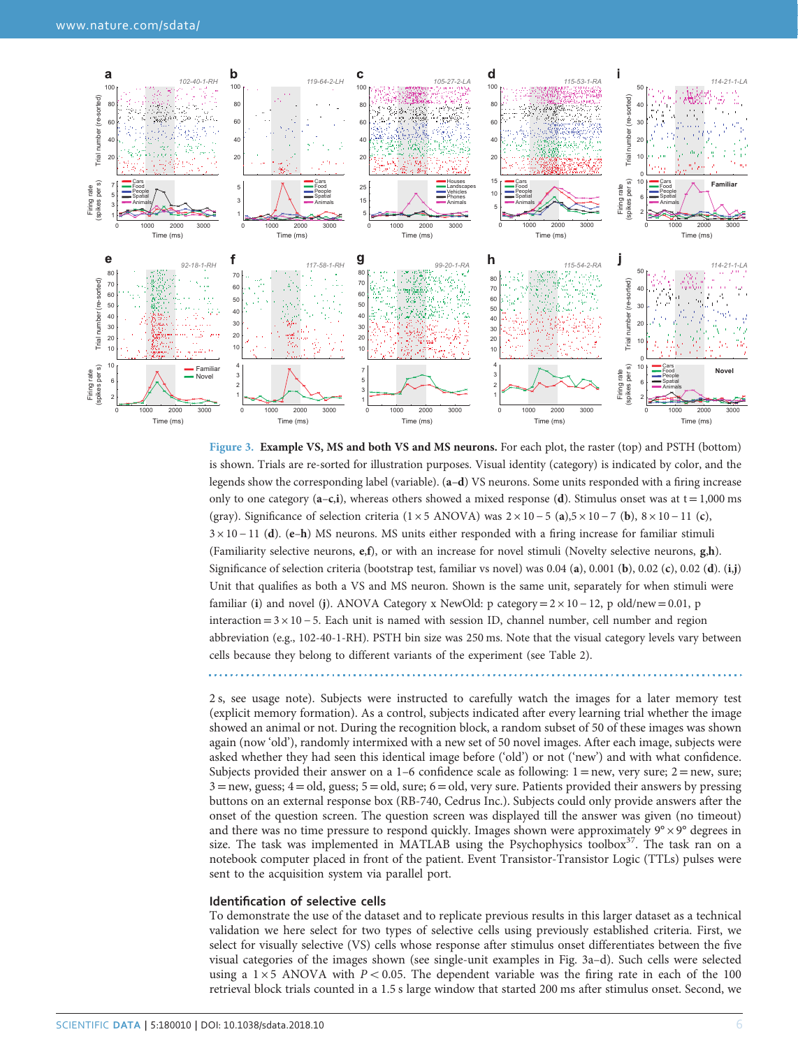**Figure 3. Example VS, MS and both VS and MS neurons.** For each plot, the raster (top) and PSTH (bottom) is shown. Trials are re-sorted for illustration purposes. Visual identity (category) is indicated by color, and the legends show the corresponding label (variable). (**a**–**d**) VS neurons. Some units responded with a firing increase only to one category (**a**–**c**,**i**), whereas others showed a mixed response (**d**). Stimulus onset was at t = 1,000 ms (gray). Significance of selection criteria (1 × 5 ANOVA) was $2 \times 10-5$ (**a**), $5 \times 10-7$ (**b**), $8 \times 10-11$ (**c**), $3 \times 10-11$ (**d**). (**e**–**h**) MS neurons. MS units either responded with a firing increase for familiar stimuli (Familiarity selective neurons, **e**,**f**), or with an increase for novel stimuli (Novelty selective neurons, **g**,**h**). Significance of selection criteria (bootstrap test, familiar vs novel) was 0.04 (**a**), 0.001 (**b**), 0.02 (**c**), 0.02 (**d**). (**i**,**j**) Unit that qualifies as both a VS and MS neuron. Shown is the same unit, separately for when stimuli were familiar (**i**) and novel (**j**). ANOVA Category x NewOld: p category = $2 \times 10-12$, p old/new = 0.01, p interaction = $3 \times 10-5$. Each unit is named with session ID, channel number, cell number and region abbreviation (e.g., 102-40-1-RH). PSTH bin size was 250 ms. Note that the visual category levels vary between cells because they belong to different variants of the experiment (see Table 2).

2 s, see usage note). Subjects were instructed to carefully watch the images for a later memory test (explicit memory formation). As a control, subjects indicated after every learning trial whether the image showed an animal or not. During the recognition block, a random subset of 50 of these images was shown again (now 'old'), randomly intermixed with a new set of 50 novel images. After each image, subjects were asked whether they had seen this identical image before ('old') or not ('new') and with what confidence. Subjects provided their answer on a 1–6 confidence scale as following: 1 = new, very sure; 2 = new, sure; 3 = new, guess; 4 = old, guess; 5 = old, sure; 6 = old, very sure. Patients provided their answers by pressing buttons on an external response box (RB-740, Cedrus Inc.). Subjects could only provide answers after the onset of the question screen. The question screen was displayed till the answer was given (no timeout) and there was no time pressure to respond quickly. Images shown were approximately 9° × 9° degrees in size. The task was implemented in MATLAB using the Psychophysics toolbox[37]. The task ran on a notebook computer placed in front of the patient. Event Transistor-Transistor Logic (TTLs) pulses were sent to the acquisition system via parallel port.

### Identification of selective cells

To demonstrate the use of the dataset and to replicate previous results in this larger dataset as a technical validation we here select for two types of selective cells using previously established criteria. First, we select for visually selective (VS) cells whose response after stimulus onset differentiates between the five visual categories of the images shown (see single-unit examples in Fig. 3a–d). Such cells were selected using a 1 × 5 ANOVA with $P < 0.05$. The dependent variable was the firing rate in each of the 100 retrieval block trials counted in a 1.5 s large window that started 200 ms after stimulus onset. Second, we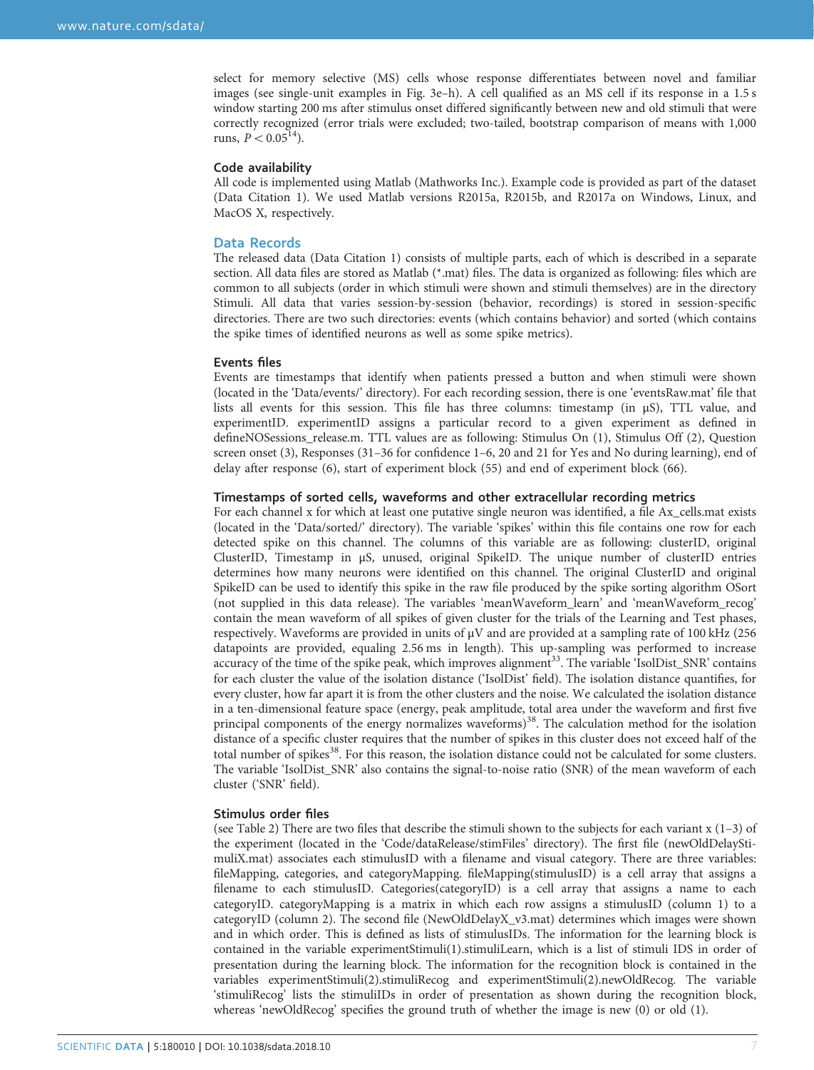select for memory selective (MS) cells whose response differentiates between novel and familiar images (see single-unit examples in Fig. 3e–h). A cell qualified as an MS cell if its response in a 1.5 s window starting 200 ms after stimulus onset differed significantly between new and old stimuli that were correctly recognized (error trials were excluded; two-tailed, bootstrap comparison of means with 1,000 runs, $P < 0.05$[14]).

### Code availability

All code is implemented using Matlab (Mathworks Inc.). Example code is provided as part of the dataset (Data Citation 1). We used Matlab versions R2015a, R2015b, and R2017a on Windows, Linux, and MacOS X, respectively.

## Data Records

The released data (Data Citation 1) consists of multiple parts, each of which is described in a separate section. All data files are stored as Matlab (*.mat) files. The data is organized as following: files which are common to all subjects (order in which stimuli were shown and stimuli themselves) are in the directory Stimuli. All data that varies session-by-session (behavior, recordings) is stored in session-specific directories. There are two such directories: events (which contains behavior) and sorted (which contains the spike times of identified neurons as well as some spike metrics).

### Events files

Events are timestamps that identify when patients pressed a button and when stimuli were shown (located in the 'Data/events/' directory). For each recording session, there is one 'eventsRaw.mat' file that lists all events for this session. This file has three columns: timestamp (in µS), TTL value, and experimentID. experimentID assigns a particular record to a given experiment as defined in defineNOSessions_release.m. TTL values are as following: Stimulus On (1), Stimulus Off (2), Question screen onset (3), Responses (31–36 for confidence 1–6, 20 and 21 for Yes and No during learning), end of delay after response (6), start of experiment block (55) and end of experiment block (66).

### Timestamps of sorted cells, waveforms and other extracellular recording metrics

For each channel x for which at least one putative single neuron was identified, a file Ax_cells.mat exists (located in the 'Data/sorted/' directory). The variable 'spikes' within this file contains one row for each detected spike on this channel. The columns of this variable are as following: clusterID, original ClusterID, Timestamp in µS, unused, original SpikeID. The unique number of clusterID entries determines how many neurons were identified on this channel. The original ClusterID and original SpikeID can be used to identify this spike in the raw file produced by the spike sorting algorithm OSort (not supplied in this data release). The variables 'meanWaveform_learn' and 'meanWaveform_recog' contain the mean waveform of all spikes of given cluster for the trials of the Learning and Test phases, respectively. Waveforms are provided in units of µV and are provided at a sampling rate of 100 kHz (256 datapoints are provided, equaling 2.56 ms in length). This up-sampling was performed to increase accuracy of the time of the spike peak, which improves alignment[33]. The variable 'IsolDist_SNR' contains for each cluster the value of the isolation distance ('IsolDist' field). The isolation distance quantifies, for every cluster, how far apart it is from the other clusters and the noise. We calculated the isolation distance in a ten-dimensional feature space (energy, peak amplitude, total area under the waveform and first five principal components of the energy normalizes waveforms)[38]. The calculation method for the isolation distance of a specific cluster requires that the number of spikes in this cluster does not exceed half of the total number of spikes[38]. For this reason, the isolation distance could not be calculated for some clusters. The variable 'IsolDist_SNR' also contains the signal-to-noise ratio (SNR) of the mean waveform of each cluster ('SNR' field).

### Stimulus order files

(see Table 2) There are two files that describe the stimuli shown to the subjects for each variant x (1–3) of the experiment (located in the 'Code/dataRelease/stimFiles' directory). The first file (newOldDelayStimuliX.mat) associates each stimulusID with a filename and visual category. There are three variables: fileMapping, categories, and categoryMapping. fileMapping(stimulusID) is a cell array that assigns a filename to each stimulusID. Categories(categoryID) is a cell array that assigns a name to each categoryID. categoryMapping is a matrix in which each row assigns a stimulusID (column 1) to a categoryID (column 2). The second file (NewOldDelayX_v3.mat) determines which images were shown and in which order. This is defined as lists of stimulusIDs. The information for the learning block is contained in the variable experimentStimuli(1).stimuliLearn, which is a list of stimuli IDS in order of presentation during the learning block. The information for the recognition block is contained in the variables experimentStimuli(2).stimuliRecog and experimentStimuli(2).newOldRecog. The variable 'stimuliRecog' lists the stimuliIDs in order of presentation as shown during the recognition block, whereas 'newOldRecog' specifies the ground truth of whether the image is new (0) or old (1).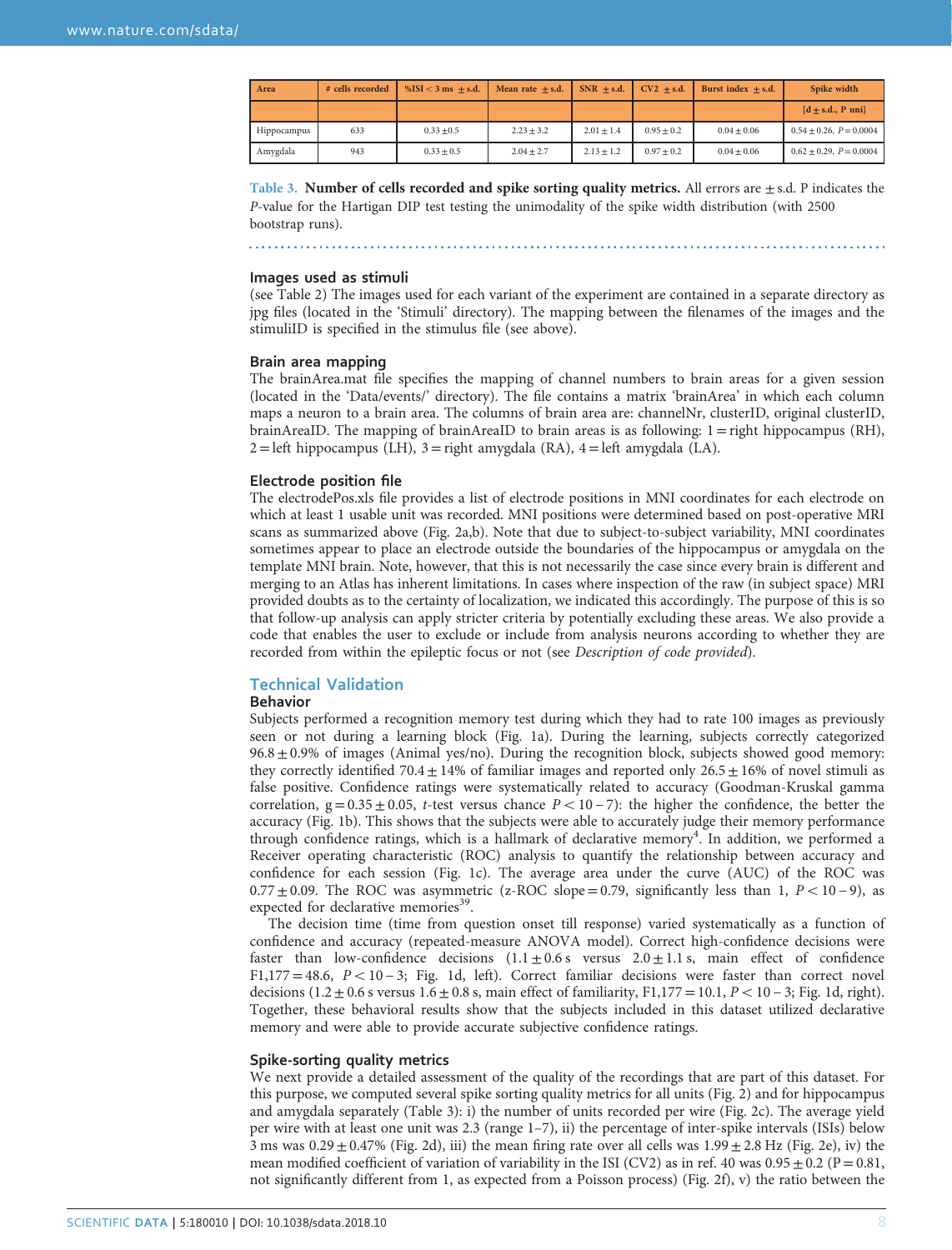| Area | # cells recorded | %ISI < 3 ms ± s.d. | Mean rate ± s.d. | SNR ± s.d. | CV2 ± s.d. | Burst index ± s.d. | Spike width |
|---|---|---|---|---|---|---|---|
| | | | | | | | [d ± s.d., P uni] |
| Hippocampus | 633 | 0.33 ± 0.5 | 2.23 ± 3.2 | 2.01 ± 1.4 | 0.95 ± 0.2 | 0.04 ± 0.06 | 0.54 ± 0.26, P = 0.0004 |
| Amygdala | 943 | 0.33 ± 0.5 | 2.04 ± 2.7 | 2.13 ± 1.2 | 0.97 ± 0.2 | 0.04 ± 0.06 | 0.62 ± 0.29, P = 0.0004 |

**Table 3. Number of cells recorded and spike sorting quality metrics.** All errors are ± s.d. P indicates the *P*-value for the Hartigan DIP test testing the unimodality of the spike width distribution (with 2500 bootstrap runs).

### Images used as stimuli

(see Table 2) The images used for each variant of the experiment are contained in a separate directory as jpg files (located in the 'Stimuli' directory). The mapping between the filenames of the images and the stimuliID is specified in the stimulus file (see above).

### Brain area mapping

The brainArea.mat file specifies the mapping of channel numbers to brain areas for a given session (located in the 'Data/events/' directory). The file contains a matrix 'brainArea' in which each column maps a neuron to a brain area. The columns of brain area are: channelNr, clusterID, original clusterID, brainAreaID. The mapping of brainAreaID to brain areas is as following: 1 = right hippocampus (RH), 2 = left hippocampus (LH), 3 = right amygdala (RA), 4 = left amygdala (LA).

### Electrode position file

The electrodePos.xls file provides a list of electrode positions in MNI coordinates for each electrode on which at least 1 usable unit was recorded. MNI positions were determined based on post-operative MRI scans as summarized above (Fig. 2a,b). Note that due to subject-to-subject variability, MNI coordinates sometimes appear to place an electrode outside the boundaries of the hippocampus or amygdala on the template MNI brain. Note, however, that this is not necessarily the case since every brain is different and merging to an Atlas has inherent limitations. In cases where inspection of the raw (in subject space) MRI provided doubts as to the certainty of localization, we indicated this accordingly. The purpose of this is so that follow-up analysis can apply stricter criteria by potentially excluding these areas. We also provide a code that enables the user to exclude or include from analysis neurons according to whether they are recorded from within the epileptic focus or not (see *Description of code provided*).

## Technical Validation

### Behavior

Subjects performed a recognition memory test during which they had to rate 100 images as previously seen or not during a learning block (Fig. 1a). During the learning, subjects correctly categorized 96.8 ± 0.9% of images (Animal yes/no). During the recognition block, subjects showed good memory: they correctly identified 70.4 ± 14% of familiar images and reported only 26.5 ± 16% of novel stimuli as false positive. Confidence ratings were systematically related to accuracy (Goodman-Kruskal gamma correlation, g = 0.35 ± 0.05, *t*-test versus chance $P < 10-7$): the higher the confidence, the better the accuracy (Fig. 1b). This shows that the subjects were able to accurately judge their memory performance through confidence ratings, which is a hallmark of declarative memory[4]. In addition, we performed a Receiver operating characteristic (ROC) analysis to quantify the relationship between accuracy and confidence for each session (Fig. 1c). The average area under the curve (AUC) of the ROC was 0.77 ± 0.09. The ROC was asymmetric (z-ROC slope = 0.79, significantly less than 1, $P < 10-9$), as expected for declarative memories[39].

The decision time (time from question onset till response) varied systematically as a function of confidence and accuracy (repeated-measure ANOVA model). Correct high-confidence decisions were faster than low-confidence decisions (1.1 ± 0.6 s versus 2.0 ± 1.1 s, main effect of confidence $F_{1,177} = 48.6$, $P < 10-3$; Fig. 1d, left). Correct familiar decisions were faster than correct novel decisions (1.2 ± 0.6 s versus 1.6 ± 0.8 s, main effect of familiarity, $F_{1,177} = 10.1$, $P < 10-3$; Fig. 1d, right). Together, these behavioral results show that the subjects included in this dataset utilized declarative memory and were able to provide accurate subjective confidence ratings.

### Spike-sorting quality metrics

We next provide a detailed assessment of the quality of the recordings that are part of this dataset. For this purpose, we computed several spike sorting quality metrics for all units (Fig. 2) and for hippocampus and amygdala separately (Table 3): i) the number of units recorded per wire (Fig. 2c). The average yield per wire with at least one unit was 2.3 (range 1–7), ii) the percentage of inter-spike intervals (ISIs) below 3 ms was 0.29 ± 0.47% (Fig. 2d), iii) the mean firing rate over all cells was 1.99 ± 2.8 Hz (Fig. 2e), iv) the mean modified coefficient of variation of variability in the ISI (CV2) as in ref. 40 was 0.95 ± 0.2 (P = 0.81, not significantly different from 1, as expected from a Poisson process) (Fig. 2f), v) the ratio between the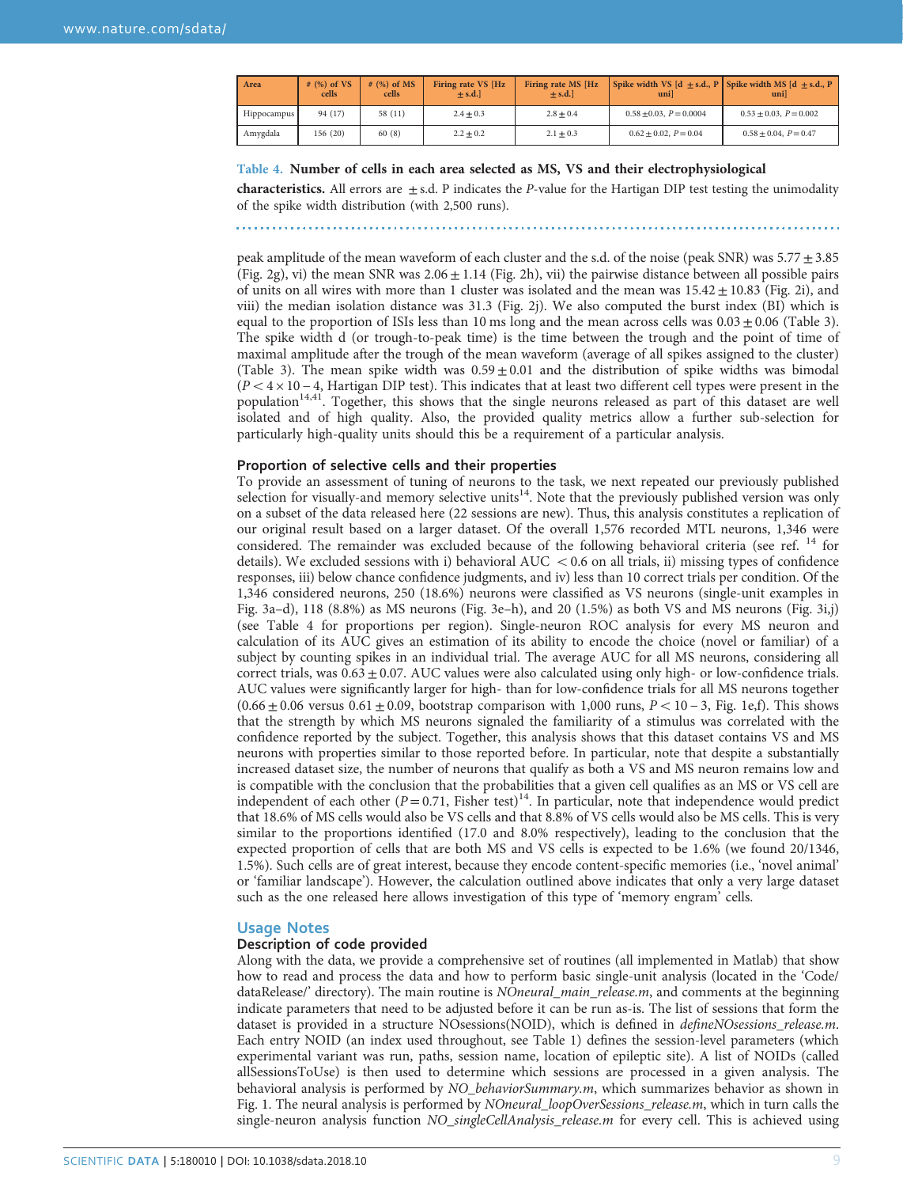| Area | # (%) of VS cells | # (%) of MS cells | Firing rate VS [Hz ± s.d.] | Firing rate MS [Hz ± s.d.] | Spike width VS [d ± s.d., P uni] | Spike width MS [d ± s.d., P uni] |
|---|---|---|---|---|---|---|
| Hippocampus | 94 (17) | 58 (11) | $2.4 \pm 0.3$ | $2.8 \pm 0.4$ | $0.58 \pm 0.03$, $P = 0.0004$ | $0.53 \pm 0.03$, $P = 0.002$ |
| Amygdala | 156 (20) | 60 (8) | $2.2 \pm 0.2$ | $2.1 \pm 0.3$ | $0.62 \pm 0.02$, $P = 0.04$ | $0.58 \pm 0.04$, $P = 0.47$ |

**Table 4. Number of cells in each area selected as MS, VS and their electrophysiological characteristics.** All errors are ± s.d. P indicates the *P*-value for the Hartigan DIP test testing the unimodality of the spike width distribution (with 2,500 runs).

peak amplitude of the mean waveform of each cluster and the s.d. of the noise (peak SNR) was $5.77 \pm 3.85$ (Fig. 2g), vi) the mean SNR was $2.06 \pm 1.14$ (Fig. 2h), vii) the pairwise distance between all possible pairs of units on all wires with more than 1 cluster was isolated and the mean was $15.42 \pm 10.83$ (Fig. 2i), and viii) the median isolation distance was 31.3 (Fig. 2j). We also computed the burst index (BI) which is equal to the proportion of ISIs less than 10 ms long and the mean across cells was $0.03 \pm 0.06$ (Table 3). The spike width d (or trough-to-peak time) is the time between the trough and the point of time of maximal amplitude after the trough of the mean waveform (average of all spikes assigned to the cluster) (Table 3). The mean spike width was $0.59 \pm 0.01$ and the distribution of spike widths was bimodal ($P < 4 \times 10^{-4}$, Hartigan DIP test). This indicates that at least two different cell types were present in the population[14,41]. Together, this shows that the single neurons released as part of this dataset are well isolated and of high quality. Also, the provided quality metrics allow a further sub-selection for particularly high-quality units should this be a requirement of a particular analysis.

### Proportion of selective cells and their properties

To provide an assessment of tuning of neurons to the task, we next repeated our previously published selection for visually-and memory selective units[14]. Note that the previously published version was only on a subset of the data released here (22 sessions are new). Thus, this analysis constitutes a replication of our original result based on a larger dataset. Of the overall 1,576 recorded MTL neurons, 1,346 were considered. The remainder was excluded because of the following behavioral criteria (see ref. [14] for details). We excluded sessions with i) behavioral AUC $< 0.6$ on all trials, ii) missing types of confidence responses, iii) below chance confidence judgments, and iv) less than 10 correct trials per condition. Of the 1,346 considered neurons, 250 (18.6%) neurons were classified as VS neurons (single-unit examples in Fig. 3a–d), 118 (8.8%) as MS neurons (Fig. 3e–h), and 20 (1.5%) as both VS and MS neurons (Fig. 3i,j) (see Table 4 for proportions per region). Single-neuron ROC analysis for every MS neuron and calculation of its AUC gives an estimation of its ability to encode the choice (novel or familiar) of a subject by counting spikes in an individual trial. The average AUC for all MS neurons, considering all correct trials, was $0.63 \pm 0.07$. AUC values were also calculated using only high- or low-confidence trials. AUC values were significantly larger for high- than for low-confidence trials for all MS neurons together ($0.66 \pm 0.06$ versus $0.61 \pm 0.09$, bootstrap comparison with 1,000 runs, $P < 10^{-3}$, Fig. 1e,f). This shows that the strength by which MS neurons signaled the familiarity of a stimulus was correlated with the confidence reported by the subject. Together, this analysis shows that this dataset contains VS and MS neurons with properties similar to those reported before. In particular, note that despite a substantially increased dataset size, the number of neurons that qualify as both a VS and MS neuron remains low and is compatible with the conclusion that the probabilities that a given cell qualifies as an MS or VS cell are independent of each other ($P = 0.71$, Fisher test)[14]. In particular, note that independence would predict that 18.6% of MS cells would also be VS cells and that 8.8% of VS cells would also be MS cells. This is very similar to the proportions identified (17.0 and 8.0% respectively), leading to the conclusion that the expected proportion of cells that are both MS and VS cells is expected to be 1.6% (we found 20/1346, 1.5%). Such cells are of great interest, because they encode content-specific memories (i.e., 'novel animal' or 'familiar landscape'). However, the calculation outlined above indicates that only a very large dataset such as the one released here allows investigation of this type of 'memory engram' cells.

## Usage Notes

### Description of code provided

Along with the data, we provide a comprehensive set of routines (all implemented in Matlab) that show how to read and process the data and how to perform basic single-unit analysis (located in the 'Code/dataRelease/' directory). The main routine is *NOneural_main_release.m*, and comments at the beginning indicate parameters that need to be adjusted before it can be run as-is. The list of sessions that form the dataset is provided in a structure NOsessions(NOID), which is defined in *defineNOsessions_release.m*. Each entry NOID (an index used throughout, see Table 1) defines the session-level parameters (which experimental variant was run, paths, session name, location of epileptic site). A list of NOIDs (called allSessionsToUse) is then used to determine which sessions are processed in a given analysis. The behavioral analysis is performed by *NO_behaviorSummary.m*, which summarizes behavior as shown in Fig. 1. The neural analysis is performed by *NOneural_loopOverSessions_release.m*, which in turn calls the single-neuron analysis function *NO_singleCellAnalysis_release.m* for every cell. This is achieved using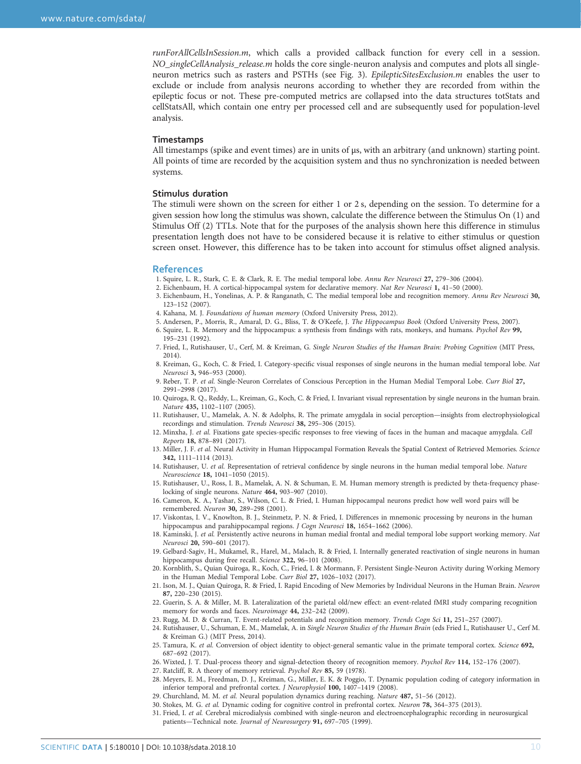*runForAllCellsInSession.m*, which calls a provided callback function for every cell in a session. *NO_singleCellAnalysis_release.m* holds the core single-neuron analysis and computes and plots all single-neuron metrics such as rasters and PSTHs (see Fig. 3). *EpilepticSitesExclusion.m* enables the user to exclude or include from analysis neurons according to whether they are recorded from within the epileptic focus or not. These pre-computed metrics are collapsed into the data structures totStats and cellStatsAll, which contain one entry per processed cell and are subsequently used for population-level analysis.

### Timestamps

All timestamps (spike and event times) are in units of μs, with an arbitrary (and unknown) starting point. All points of time are recorded by the acquisition system and thus no synchronization is needed between systems.

### Stimulus duration

The stimuli were shown on the screen for either 1 or 2 s, depending on the session. To determine for a given session how long the stimulus was shown, calculate the difference between the Stimulus On (1) and Stimulus Off (2) TTLs. Note that for the purposes of the analysis shown here this difference in stimulus presentation length does not have to be considered because it is relative to either stimulus or question screen onset. However, this difference has to be taken into account for stimulus offset aligned analysis.

## References

1. Squire, L. R., Stark, C. E. & Clark, R. E. The medial temporal lobe. *Annu Rev Neurosci* **27,** 279–306 (2004).
2. Eichenbaum, H. A cortical-hippocampal system for declarative memory. *Nat Rev Neurosci* **1,** 41–50 (2000).
3. Eichenbaum, H., Yonelinas, A. P. & Ranganath, C. The medial temporal lobe and recognition memory. *Annu Rev Neurosci* **30,** 123–152 (2007).
4. Kahana, M. J. *Foundations of human memory* (Oxford University Press, 2012).
5. Andersen, P., Morris, R., Amaral, D. G., Bliss, T. & O'Keefe, J. *The Hippocampus Book* (Oxford University Press, 2007).
6. Squire, L. R. Memory and the hippocampus: a synthesis from findings with rats, monkeys, and humans. *Psychol Rev* **99,** 195–231 (1992).
7. Fried, I., Rutishauser, U., Cerf, M. & Kreiman, G. *Single Neuron Studies of the Human Brain: Probing Cognition* (MIT Press, 2014).
8. Kreiman, G., Koch, C. & Fried, I. Category-specific visual responses of single neurons in the human medial temporal lobe. *Nat Neurosci* **3,** 946–953 (2000).
9. Reber, T. P. *et al.* Single-Neuron Correlates of Conscious Perception in the Human Medial Temporal Lobe. *Curr Biol* **27,** 2991–2998 (2017).
10. Quiroga, R. Q., Reddy, L., Kreiman, G., Koch, C. & Fried, I. Invariant visual representation by single neurons in the human brain. *Nature* **435,** 1102–1107 (2005).
11. Rutishauser, U., Mamelak, A. N. & Adolphs, R. The primate amygdala in social perception—insights from electrophysiological recordings and stimulation. *Trends Neurosci* **38,** 295–306 (2015).
12. Minxha, J. *et al.* Fixations gate species-specific responses to free viewing of faces in the human and macaque amygdala. *Cell Reports* **18,** 878–891 (2017).
13. Miller, J. F. *et al.* Neural Activity in Human Hippocampal Formation Reveals the Spatial Context of Retrieved Memories. *Science* **342,** 1111–1114 (2013).
14. Rutishauser, U. *et al.* Representation of retrieval confidence by single neurons in the human medial temporal lobe. *Nature Neuroscience* **18,** 1041–1050 (2015).
15. Rutishauser, U., Ross, I. B., Mamelak, A. N. & Schuman, E. M. Human memory strength is predicted by theta-frequency phase-locking of single neurons. *Nature* **464,** 903–907 (2010).
16. Cameron, K. A., Yashar, S., Wilson, C. L. & Fried, I. Human hippocampal neurons predict how well word pairs will be remembered. *Neuron* **30,** 289–298 (2001).
17. Viskontas, I. V., Knowlton, B. J., Steinmetz, P. N. & Fried, I. Differences in mnemonic processing by neurons in the human hippocampus and parahippocampal regions. *J Cogn Neurosci* **18,** 1654–1662 (2006).
18. Kaminski, J. *et al.* Persistently active neurons in human medial frontal and medial temporal lobe support working memory. *Nat Neurosci* **20,** 590–601 (2017).
19. Gelbard-Sagiv, H., Mukamel, R., Harel, M., Malach, R. & Fried, I. Internally generated reactivation of single neurons in human hippocampus during free recall. *Science* **322,** 96–101 (2008).
20. Kornblith, S., Quian Quiroga, R., Koch, C., Fried, I. & Mormann, F. Persistent Single-Neuron Activity during Working Memory in the Human Medial Temporal Lobe. *Curr Biol* **27,** 1026–1032 (2017).
21. Ison, M. J., Quian Quiroga, R. & Fried, I. Rapid Encoding of New Memories by Individual Neurons in the Human Brain. *Neuron* **87,** 220–230 (2015).
22. Guerin, S. A. & Miller, M. B. Lateralization of the parietal old/new effect: an event-related fMRI study comparing recognition memory for words and faces. *Neuroimage* **44,** 232–242 (2009).
23. Rugg, M. D. & Curran, T. Event-related potentials and recognition memory. *Trends Cogn Sci* **11,** 251–257 (2007).
24. Rutishauser, U., Schuman, E. M., Mamelak, A. in *Single Neuron Studies of the Human Brain* (eds Fried I., Rutishauser U., Cerf M. & Kreiman G.) (MIT Press, 2014).
25. Tamura, K. *et al.* Conversion of object identity to object-general semantic value in the primate temporal cortex. *Science* **692,** 687–692 (2017).
26. Wixted, J. T. Dual-process theory and signal-detection theory of recognition memory. *Psychol Rev* **114,** 152–176 (2007).
27. Ratcliff, R. A theory of memory retrieval. *Psychol Rev* **85,** 59 (1978).
28. Meyers, E. M., Freedman, D. J., Kreiman, G., Miller, E. K. & Poggio, T. Dynamic population coding of category information in inferior temporal and prefrontal cortex. *J Neurophysiol* **100,** 1407–1419 (2008).
29. Churchland, M. M. *et al.* Neural population dynamics during reaching. *Nature* **487,** 51–56 (2012).
30. Stokes, M. G. *et al.* Dynamic coding for cognitive control in prefrontal cortex. *Neuron* **78,** 364–375 (2013).
31. Fried, I. *et al.* Cerebral microdialysis combined with single-neuron and electroencephalographic recording in neurosurgical patients—Technical note. *Journal of Neurosurgery* **91,** 697–705 (1999).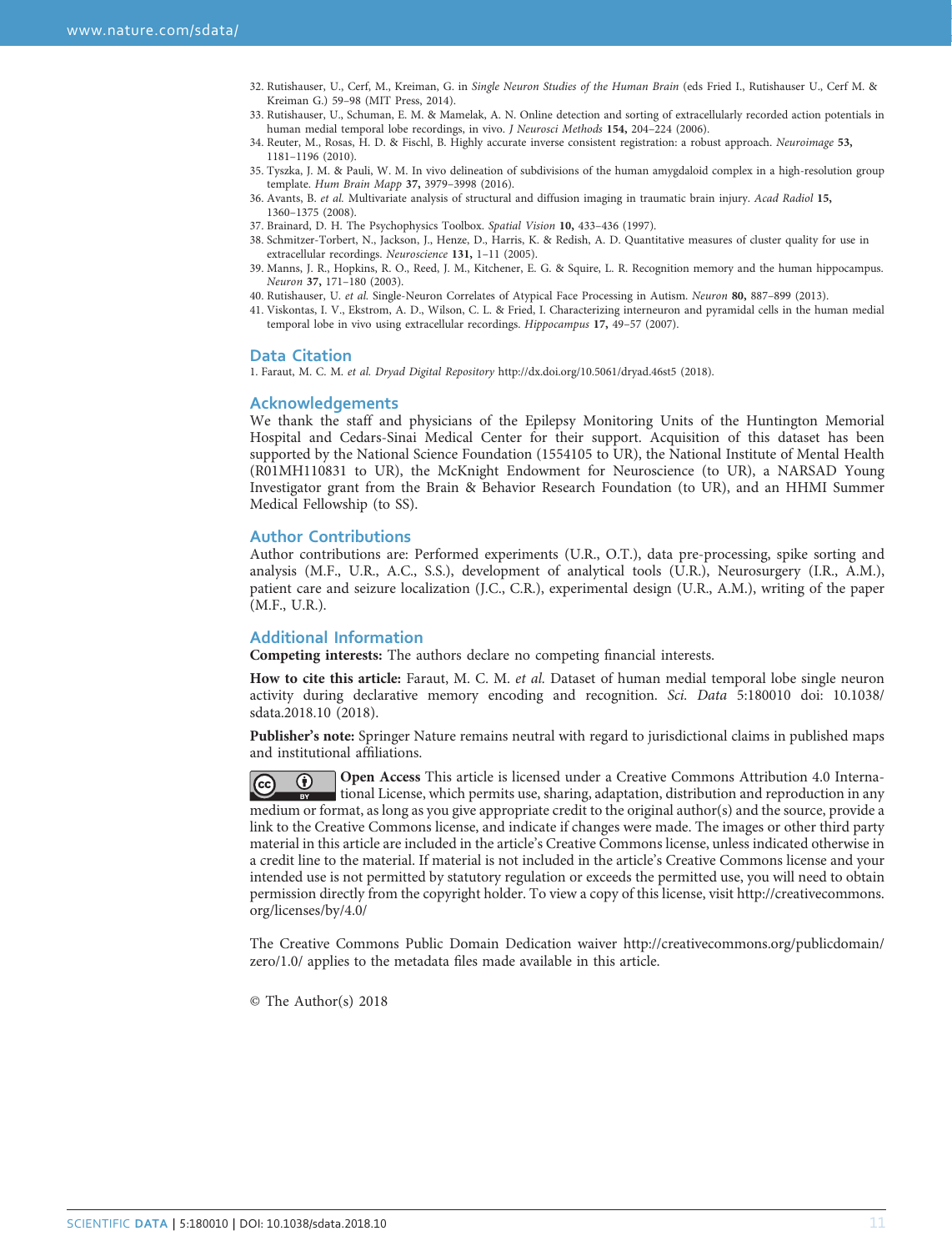32. Rutishauser, U., Cerf, M., Kreiman, G. in *Single Neuron Studies of the Human Brain* (eds Fried I., Rutishauser U., Cerf M. & Kreiman G.) 59–98 (MIT Press, 2014).
33. Rutishauser, U., Schuman, E. M. & Mamelak, A. N. Online detection and sorting of extracellularly recorded action potentials in human medial temporal lobe recordings, in vivo. *J Neurosci Methods* **154,** 204–224 (2006).
34. Reuter, M., Rosas, H. D. & Fischl, B. Highly accurate inverse consistent registration: a robust approach. *Neuroimage* **53,** 1181–1196 (2010).
35. Tyszka, J. M. & Pauli, W. M. In vivo delineation of subdivisions of the human amygdaloid complex in a high-resolution group template. *Hum Brain Mapp* **37,** 3979–3998 (2016).
36. Avants, B. *et al.* Multivariate analysis of structural and diffusion imaging in traumatic brain injury. *Acad Radiol* **15,** 1360–1375 (2008).
37. Brainard, D. H. The Psychophysics Toolbox. *Spatial Vision* **10,** 433–436 (1997).
38. Schmitzer-Torbert, N., Jackson, J., Henze, D., Harris, K. & Redish, A. D. Quantitative measures of cluster quality for use in extracellular recordings. *Neuroscience* **131,** 1–11 (2005).
39. Manns, J. R., Hopkins, R. O., Reed, J. M., Kitchener, E. G. & Squire, L. R. Recognition memory and the human hippocampus. *Neuron* **37,** 171–180 (2003).
40. Rutishauser, U. *et al.* Single-Neuron Correlates of Atypical Face Processing in Autism. *Neuron* **80,** 887–899 (2013).
41. Viskontas, I. V., Ekstrom, A. D., Wilson, C. L. & Fried, I. Characterizing interneuron and pyramidal cells in the human medial temporal lobe in vivo using extracellular recordings. *Hippocampus* **17,** 49–57 (2007).

## Data Citation

1. Faraut, M. C. M. *et al. Dryad Digital Repository* http://dx.doi.org/10.5061/dryad.46st5 (2018).

## Acknowledgements

We thank the staff and physicians of the Epilepsy Monitoring Units of the Huntington Memorial Hospital and Cedars-Sinai Medical Center for their support. Acquisition of this dataset has been supported by the National Science Foundation (1554105 to UR), the National Institute of Mental Health (R01MH110831 to UR), the McKnight Endowment for Neuroscience (to UR), a NARSAD Young Investigator grant from the Brain & Behavior Research Foundation (to UR), and an HHMI Summer Medical Fellowship (to SS).

## Author Contributions

Author contributions are: Performed experiments (U.R., O.T.), data pre-processing, spike sorting and analysis (M.F., U.R., A.C., S.S.), development of analytical tools (U.R.), Neurosurgery (I.R., A.M.), patient care and seizure localization (J.C., C.R.), experimental design (U.R., A.M.), writing of the paper (M.F., U.R.).

## Additional Information

**Competing interests:** The authors declare no competing financial interests.

**How to cite this article:** Faraut, M. C. M. *et al.* Dataset of human medial temporal lobe single neuron activity during declarative memory encoding and recognition. *Sci. Data* 5:180010 doi: 10.1038/sdata.2018.10 (2018).

**Publisher's note:** Springer Nature remains neutral with regard to jurisdictional claims in published maps and institutional affiliations.

**Open Access** This article is licensed under a Creative Commons Attribution 4.0 International License, which permits use, sharing, adaptation, distribution and reproduction in any medium or format, as long as you give appropriate credit to the original author(s) and the source, provide a link to the Creative Commons license, and indicate if changes were made. The images or other third party material in this article are included in the article's Creative Commons license, unless indicated otherwise in a credit line to the material. If material is not included in the article's Creative Commons license and your intended use is not permitted by statutory regulation or exceeds the permitted use, you will need to obtain permission directly from the copyright holder. To view a copy of this license, visit http://creativecommons.org/licenses/by/4.0/

The Creative Commons Public Domain Dedication waiver http://creativecommons.org/publicdomain/zero/1.0/ applies to the metadata files made available in this article.

© The Author(s) 2018